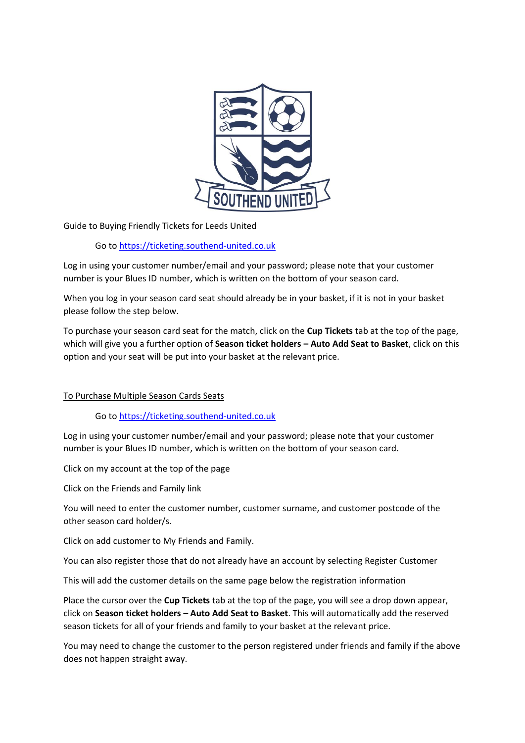Guide to Buying Friendly Tickets for Leeds United

Go to https://ticketing.southend-united.co.uk

Log in using your customer number/email and your password; please note that your customer number is your Blues ID number, which is written on the bottom of your season card.

When you log in your season card seat should already be in your basket, if it is not in your basket please follow the step below.

To purchase your season card seat for the match, click on the **Cup Tickets** tab at the top of the page, which will give you a further option of **Season ticket holders – Auto Add Seat to Basket**, click on this option and your seat will be put into your basket at the relevant price.

<u>To Purchase Multiple Season Cards Seats</u>

Go to https://ticketing.southend-united.co.uk

Log in using your customer number/email and your password; please note that your customer number is your Blues ID number, which is written on the bottom of your season card.

Click on my account at the top of the page

Click on the Friends and Family link

You will need to enter the customer number, customer surname, and customer postcode of the other season card holder/s.

Click on add customer to My Friends and Family.

You can also register those that do not already have an account by selecting Register Customer

This will add the customer details on the same page below the registration information

Place the cursor over the **Cup Tickets** tab at the top of the page, you will see a drop down appear, click on **Season ticket holders – Auto Add Seat to Basket**. This will automatically add the reserved season tickets for all of your friends and family to your basket at the relevant price.

You may need to change the customer to the person registered under friends and family if the above does not happen straight away.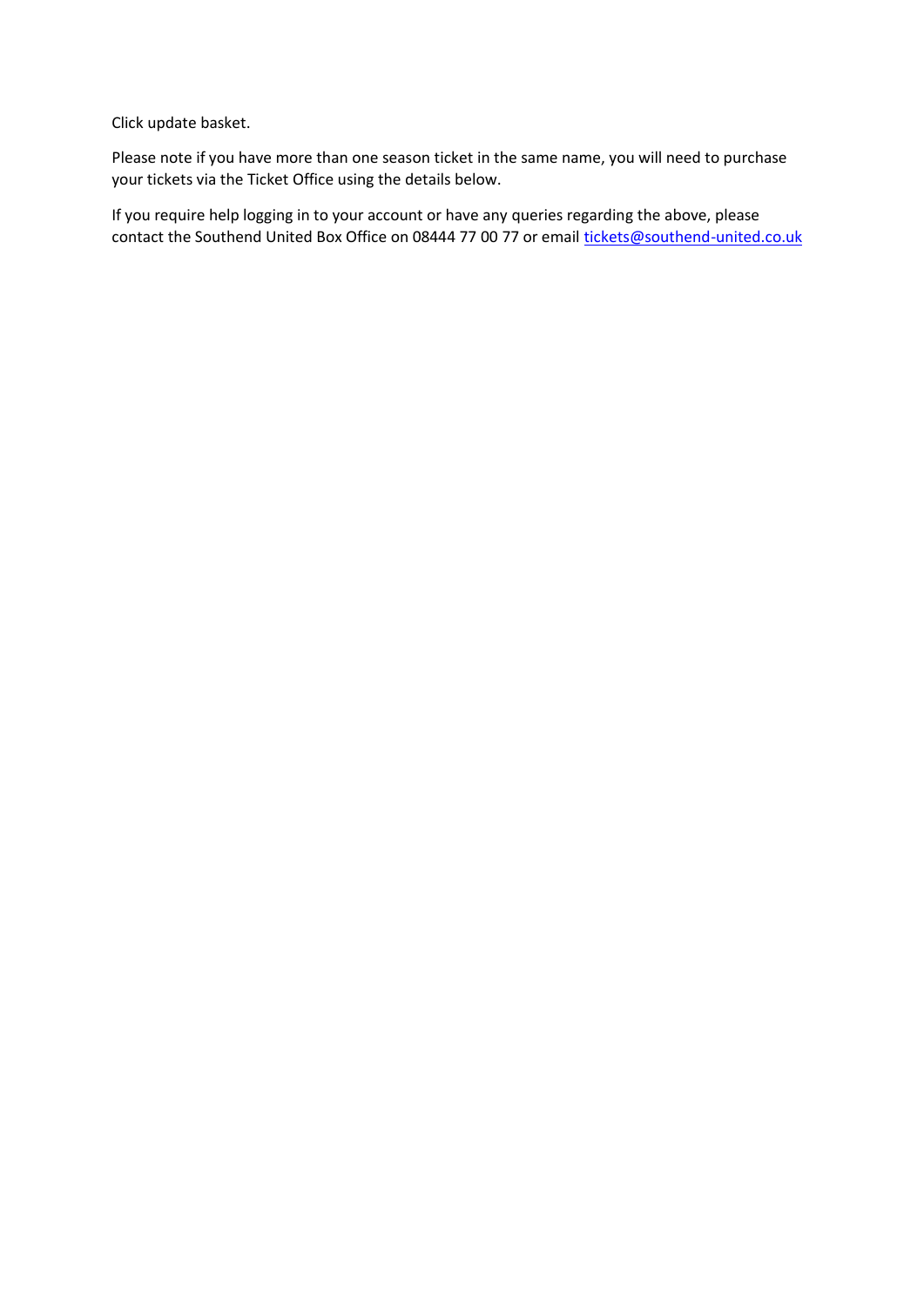Click update basket.

Please note if you have more than one season ticket in the same name, you will need to purchase your tickets via the Ticket Office using the details below.

If you require help logging in to your account or have any queries regarding the above, please contact the Southend United Box Office on 08444 77 00 77 or email tickets@southend-united.co.uk